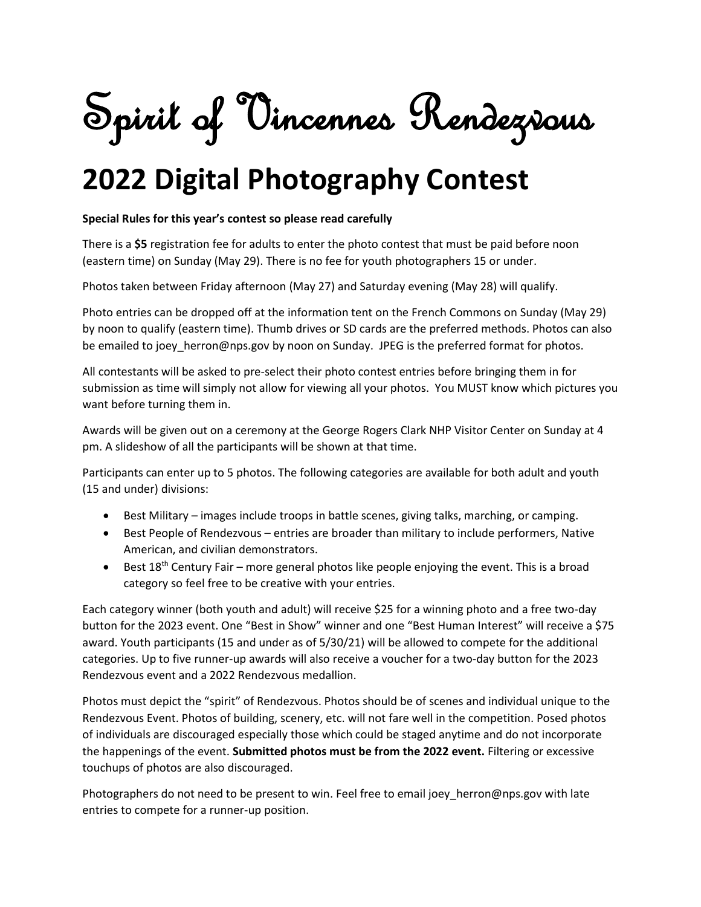# Spirit of Vincennes Rendezvous

# 2022 Digital Photography Contest

**Special Rules for this year's contest so please read carefully**

There is a **$5** registration fee for adults to enter the photo contest that must be paid before noon (eastern time) on Sunday (May 29). There is no fee for youth photographers 15 or under.

Photos taken between Friday afternoon (May 27) and Saturday evening (May 28) will qualify.

Photo entries can be dropped off at the information tent on the French Commons on Sunday (May 29) by noon to qualify (eastern time). Thumb drives or SD cards are the preferred methods. Photos can also be emailed to joey_herron@nps.gov by noon on Sunday. JPEG is the preferred format for photos.

All contestants will be asked to pre-select their photo contest entries before bringing them in for submission as time will simply not allow for viewing all your photos. You MUST know which pictures you want before turning them in.

Awards will be given out on a ceremony at the George Rogers Clark NHP Visitor Center on Sunday at 4 pm. A slideshow of all the participants will be shown at that time.

Participants can enter up to 5 photos. The following categories are available for both adult and youth (15 and under) divisions:

- Best Military – images include troops in battle scenes, giving talks, marching, or camping.
- Best People of Rendezvous – entries are broader than military to include performers, Native American, and civilian demonstrators.
- Best 18th Century Fair – more general photos like people enjoying the event. This is a broad category so feel free to be creative with your entries.

Each category winner (both youth and adult) will receive $25 for a winning photo and a free two-day button for the 2023 event. One "Best in Show" winner and one "Best Human Interest" will receive a $75 award. Youth participants (15 and under as of 5/30/21) will be allowed to compete for the additional categories. Up to five runner-up awards will also receive a voucher for a two-day button for the 2023 Rendezvous event and a 2022 Rendezvous medallion.

Photos must depict the "spirit" of Rendezvous. Photos should be of scenes and individual unique to the Rendezvous Event. Photos of building, scenery, etc. will not fare well in the competition. Posed photos of individuals are discouraged especially those which could be staged anytime and do not incorporate the happenings of the event. **Submitted photos must be from the 2022 event.** Filtering or excessive touchups of photos are also discouraged.

Photographers do not need to be present to win. Feel free to email joey_herron@nps.gov with late entries to compete for a runner-up position.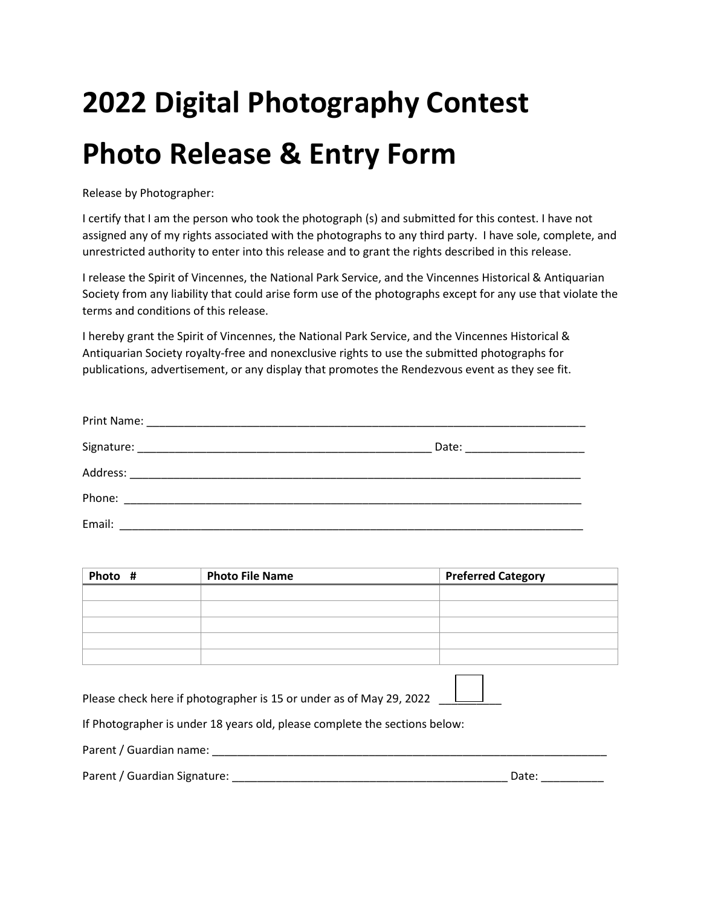# 2022 Digital Photography Contest

# Photo Release & Entry Form

Release by Photographer:

I certify that I am the person who took the photograph (s) and submitted for this contest. I have not assigned any of my rights associated with the photographs to any third party. I have sole, complete, and unrestricted authority to enter into this release and to grant the rights described in this release.

I release the Spirit of Vincennes, the National Park Service, and the Vincennes Historical & Antiquarian Society from any liability that could arise form use of the photographs except for any use that violate the terms and conditions of this release.

I hereby grant the Spirit of Vincennes, the National Park Service, and the Vincennes Historical & Antiquarian Society royalty-free and nonexclusive rights to use the submitted photographs for publications, advertisement, or any display that promotes the Rendezvous event as they see fit.

Print Name: ___________________________________________________________________________

Signature: __________________________________________________ Date: ___________________

Address: _____________________________________________________________________________

Phone: ______________________________________________________________________________

Email: _______________________________________________________________________________

| Photo # | Photo File Name | Preferred Category |
|---|---|---|
| | | |
| | | |
| | | |
| | | |
| | | |

Please check here if photographer is 15 or under as of May 29, 2022 ☐

If Photographer is under 18 years old, please complete the sections below:

Parent / Guardian name: ____________________________________________________________________

Parent / Guardian Signature: ______________________________________________ Date: __________